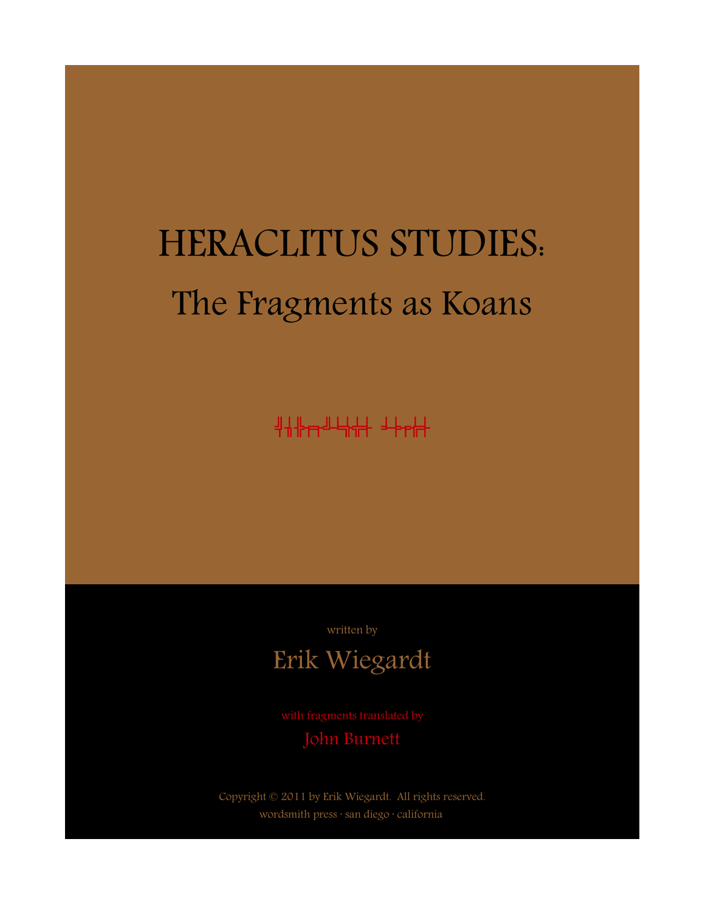# HERACLITUS STUDIES:

## The Fragments as Koans

written by

Erik Wiegardt

with fragments translated by

John Burnett

Copyright © 2011 by Erik Wiegardt. All rights reserved.

wordsmith press · san diego · california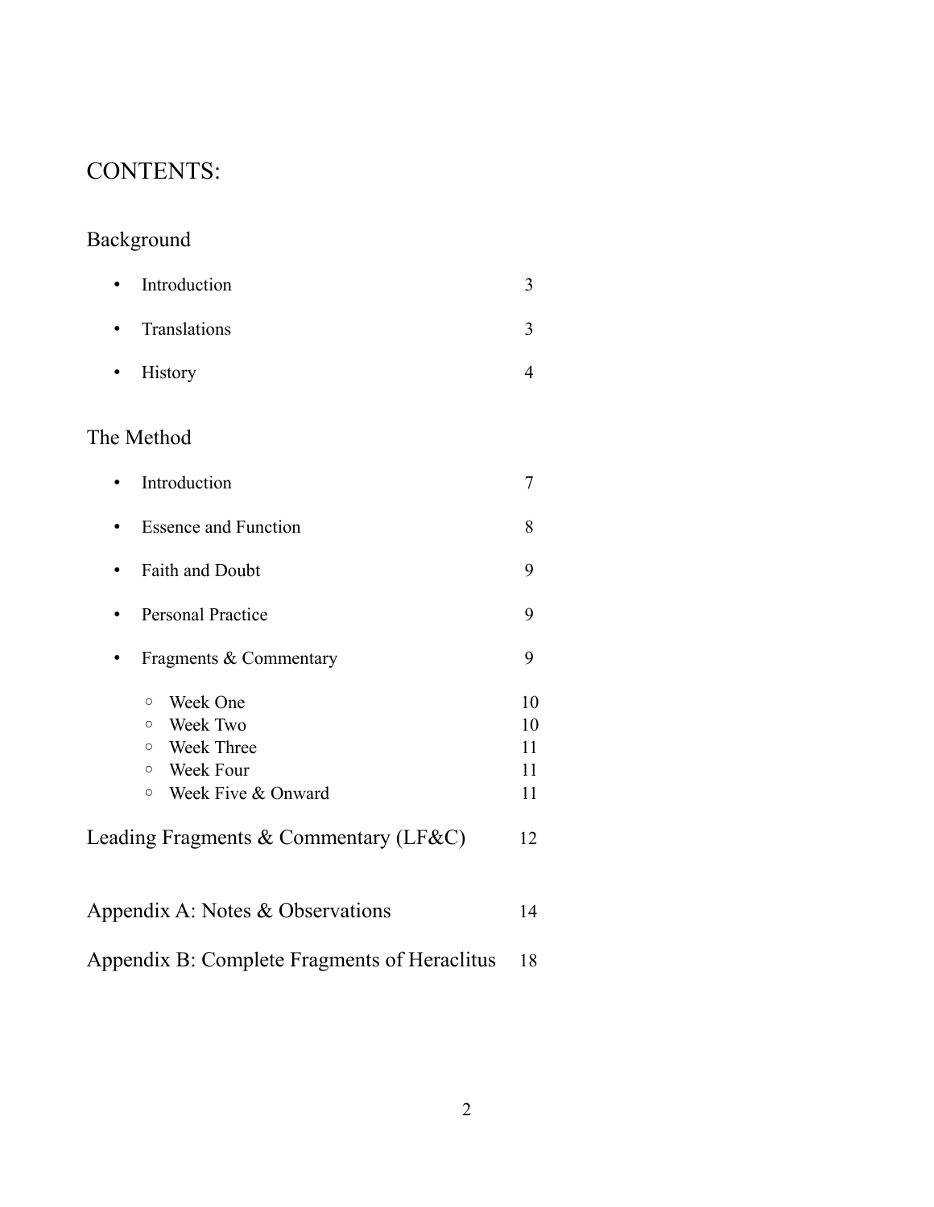# CONTENTS:

## Background

- Introduction 3
- Translations 3
- History 4

## The Method

- Introduction 7
- Essence and Function 8
- Faith and Doubt 9
- Personal Practice 9
- Fragments & Commentary 9
  - Week One 10
  - Week Two 10
  - Week Three 11
  - Week Four 11
  - Week Five & Onward 11

## Leading Fragments & Commentary (LF&C) 12

## Appendix A: Notes & Observations 14

## Appendix B: Complete Fragments of Heraclitus 18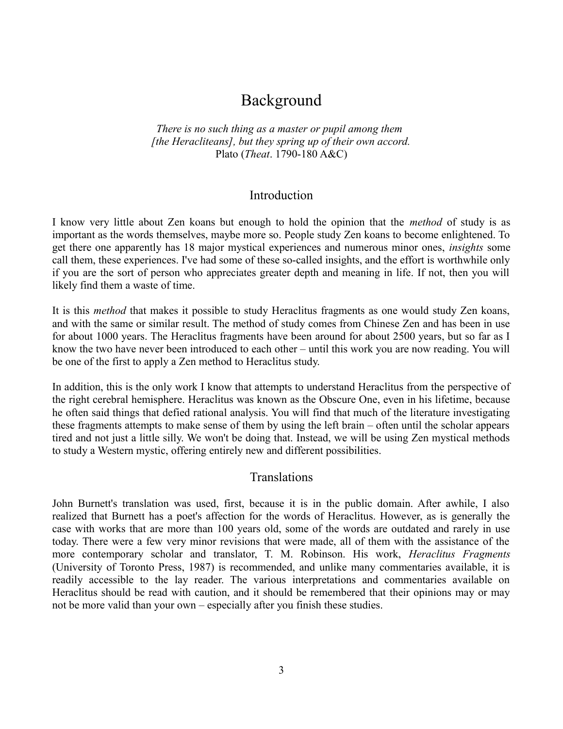# Background

*There is no such thing as a master or pupil among them [the Heracliteans], but they spring up of their own accord.*
Plato (*Theat*. 1790-180 A&C)

## Introduction

I know very little about Zen koans but enough to hold the opinion that the *method* of study is as important as the words themselves, maybe more so. People study Zen koans to become enlightened. To get there one apparently has 18 major mystical experiences and numerous minor ones, *insights* some call them, these experiences. I've had some of these so-called insights, and the effort is worthwhile only if you are the sort of person who appreciates greater depth and meaning in life. If not, then you will likely find them a waste of time.

It is this *method* that makes it possible to study Heraclitus fragments as one would study Zen koans, and with the same or similar result. The method of study comes from Chinese Zen and has been in use for about 1000 years. The Heraclitus fragments have been around for about 2500 years, but so far as I know the two have never been introduced to each other – until this work you are now reading. You will be one of the first to apply a Zen method to Heraclitus study.

In addition, this is the only work I know that attempts to understand Heraclitus from the perspective of the right cerebral hemisphere. Heraclitus was known as the Obscure One, even in his lifetime, because he often said things that defied rational analysis. You will find that much of the literature investigating these fragments attempts to make sense of them by using the left brain – often until the scholar appears tired and not just a little silly. We won't be doing that. Instead, we will be using Zen mystical methods to study a Western mystic, offering entirely new and different possibilities.

## Translations

John Burnett's translation was used, first, because it is in the public domain. After awhile, I also realized that Burnett has a poet's affection for the words of Heraclitus. However, as is generally the case with works that are more than 100 years old, some of the words are outdated and rarely in use today. There were a few very minor revisions that were made, all of them with the assistance of the more contemporary scholar and translator, T. M. Robinson. His work, *Heraclitus Fragments* (University of Toronto Press, 1987) is recommended, and unlike many commentaries available, it is readily accessible to the lay reader. The various interpretations and commentaries available on Heraclitus should be read with caution, and it should be remembered that their opinions may or may not be more valid than your own – especially after you finish these studies.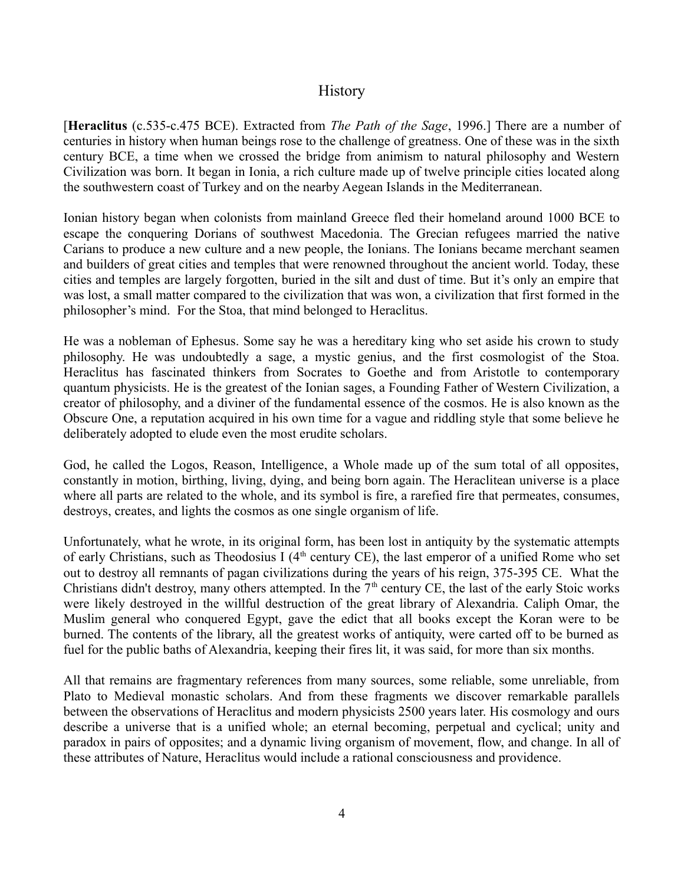## History

[**Heraclitus** (c.535-c.475 BCE). Extracted from *The Path of the Sage*, 1996.] There are a number of centuries in history when human beings rose to the challenge of greatness. One of these was in the sixth century BCE, a time when we crossed the bridge from animism to natural philosophy and Western Civilization was born. It began in Ionia, a rich culture made up of twelve principle cities located along the southwestern coast of Turkey and on the nearby Aegean Islands in the Mediterranean.

Ionian history began when colonists from mainland Greece fled their homeland around 1000 BCE to escape the conquering Dorians of southwest Macedonia. The Grecian refugees married the native Carians to produce a new culture and a new people, the Ionians. The Ionians became merchant seamen and builders of great cities and temples that were renowned throughout the ancient world. Today, these cities and temples are largely forgotten, buried in the silt and dust of time. But it's only an empire that was lost, a small matter compared to the civilization that was won, a civilization that first formed in the philosopher's mind. For the Stoa, that mind belonged to Heraclitus.

He was a nobleman of Ephesus. Some say he was a hereditary king who set aside his crown to study philosophy. He was undoubtedly a sage, a mystic genius, and the first cosmologist of the Stoa. Heraclitus has fascinated thinkers from Socrates to Goethe and from Aristotle to contemporary quantum physicists. He is the greatest of the Ionian sages, a Founding Father of Western Civilization, a creator of philosophy, and a diviner of the fundamental essence of the cosmos. He is also known as the Obscure One, a reputation acquired in his own time for a vague and riddling style that some believe he deliberately adopted to elude even the most erudite scholars.

God, he called the Logos, Reason, Intelligence, a Whole made up of the sum total of all opposites, constantly in motion, birthing, living, dying, and being born again. The Heraclitean universe is a place where all parts are related to the whole, and its symbol is fire, a rarefied fire that permeates, consumes, destroys, creates, and lights the cosmos as one single organism of life.

Unfortunately, what he wrote, in its original form, has been lost in antiquity by the systematic attempts of early Christians, such as Theodosius I (4th century CE), the last emperor of a unified Rome who set out to destroy all remnants of pagan civilizations during the years of his reign, 375-395 CE. What the Christians didn't destroy, many others attempted. In the 7th century CE, the last of the early Stoic works were likely destroyed in the willful destruction of the great library of Alexandria. Caliph Omar, the Muslim general who conquered Egypt, gave the edict that all books except the Koran were to be burned. The contents of the library, all the greatest works of antiquity, were carted off to be burned as fuel for the public baths of Alexandria, keeping their fires lit, it was said, for more than six months.

All that remains are fragmentary references from many sources, some reliable, some unreliable, from Plato to Medieval monastic scholars. And from these fragments we discover remarkable parallels between the observations of Heraclitus and modern physicists 2500 years later. His cosmology and ours describe a universe that is a unified whole; an eternal becoming, perpetual and cyclical; unity and paradox in pairs of opposites; and a dynamic living organism of movement, flow, and change. In all of these attributes of Nature, Heraclitus would include a rational consciousness and providence.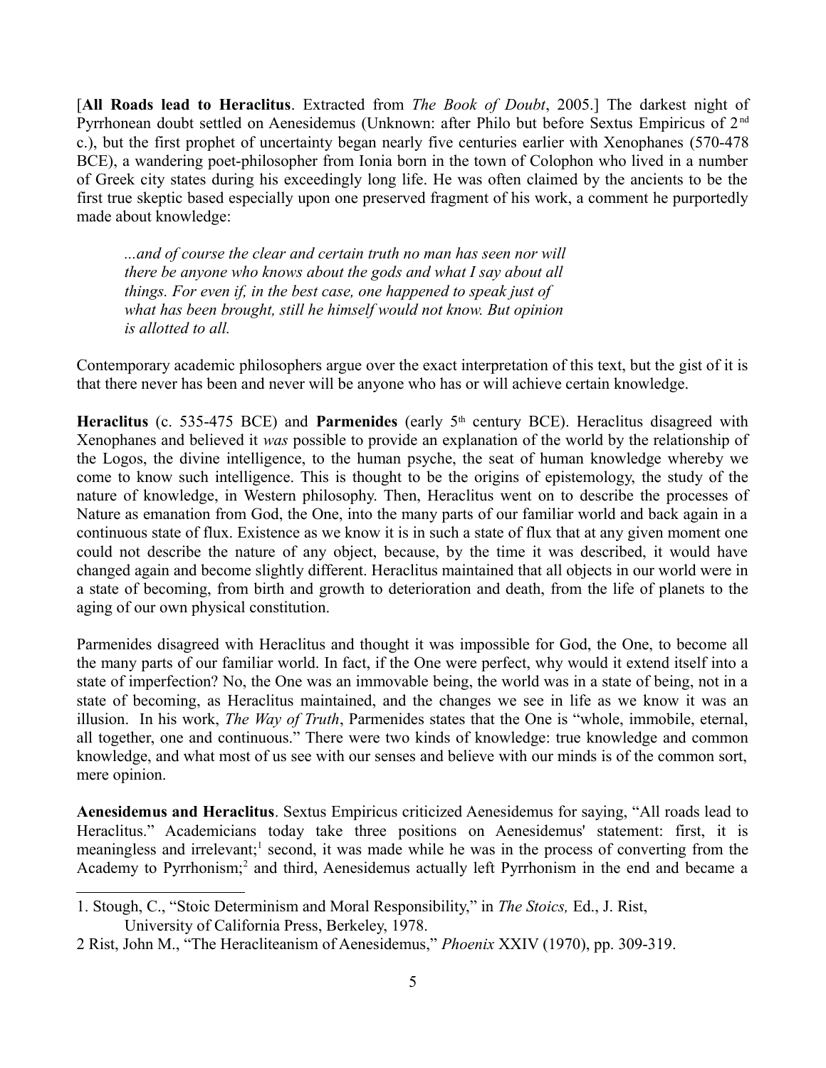[**All Roads lead to Heraclitus**. Extracted from *The Book of Doubt*, 2005.] The darkest night of Pyrrhonean doubt settled on Aenesidemus (Unknown: after Philo but before Sextus Empiricus of 2nd c.), but the first prophet of uncertainty began nearly five centuries earlier with Xenophanes (570-478 BCE), a wandering poet-philosopher from Ionia born in the town of Colophon who lived in a number of Greek city states during his exceedingly long life. He was often claimed by the ancients to be the first true skeptic based especially upon one preserved fragment of his work, a comment he purportedly made about knowledge:

> *...and of course the clear and certain truth no man has seen nor will there be anyone who knows about the gods and what I say about all things. For even if, in the best case, one happened to speak just of what has been brought, still he himself would not know. But opinion is allotted to all.*

Contemporary academic philosophers argue over the exact interpretation of this text, but the gist of it is that there never has been and never will be anyone who has or will achieve certain knowledge.

**Heraclitus** (c. 535-475 BCE) and **Parmenides** (early 5th century BCE). Heraclitus disagreed with Xenophanes and believed it *was* possible to provide an explanation of the world by the relationship of the Logos, the divine intelligence, to the human psyche, the seat of human knowledge whereby we come to know such intelligence. This is thought to be the origins of epistemology, the study of the nature of knowledge, in Western philosophy. Then, Heraclitus went on to describe the processes of Nature as emanation from God, the One, into the many parts of our familiar world and back again in a continuous state of flux. Existence as we know it is in such a state of flux that at any given moment one could not describe the nature of any object, because, by the time it was described, it would have changed again and become slightly different. Heraclitus maintained that all objects in our world were in a state of becoming, from birth and growth to deterioration and death, from the life of planets to the aging of our own physical constitution.

Parmenides disagreed with Heraclitus and thought it was impossible for God, the One, to become all the many parts of our familiar world. In fact, if the One were perfect, why would it extend itself into a state of imperfection? No, the One was an immovable being, the world was in a state of being, not in a state of becoming, as Heraclitus maintained, and the changes we see in life as we know it was an illusion. In his work, *The Way of Truth*, Parmenides states that the One is "whole, immobile, eternal, all together, one and continuous." There were two kinds of knowledge: true knowledge and common knowledge, and what most of us see with our senses and believe with our minds is of the common sort, mere opinion.

**Aenesidemus and Heraclitus**. Sextus Empiricus criticized Aenesidemus for saying, "All roads lead to Heraclitus." Academicians today take three positions on Aenesidemus' statement: first, it is meaningless and irrelevant;[1] second, it was made while he was in the process of converting from the Academy to Pyrrhonism;[2] and third, Aenesidemus actually left Pyrrhonism in the end and became a

---

1. Stough, C., "Stoic Determinism and Moral Responsibility," in *The Stoics,* Ed., J. Rist, University of California Press, Berkeley, 1978.

2 Rist, John M., "The Heracliteanism of Aenesidemus," *Phoenix* XXIV (1970), pp. 309-319.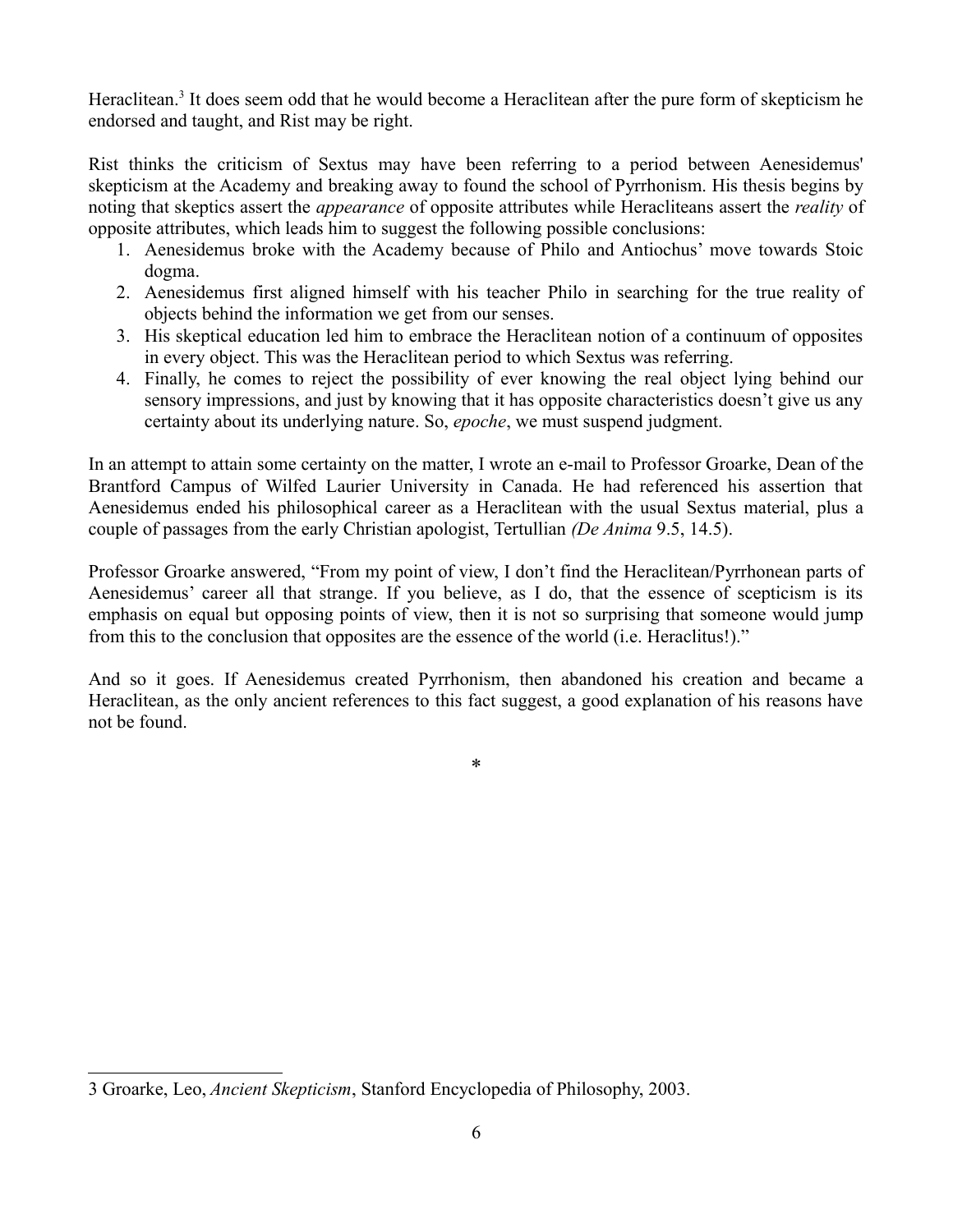Heraclitean.[3] It does seem odd that he would become a Heraclitean after the pure form of skepticism he endorsed and taught, and Rist may be right.

Rist thinks the criticism of Sextus may have been referring to a period between Aenesidemus' skepticism at the Academy and breaking away to found the school of Pyrrhonism. His thesis begins by noting that skeptics assert the *appearance* of opposite attributes while Heracliteans assert the *reality* of opposite attributes, which leads him to suggest the following possible conclusions:

1. Aenesidemus broke with the Academy because of Philo and Antiochus' move towards Stoic dogma.
2. Aenesidemus first aligned himself with his teacher Philo in searching for the true reality of objects behind the information we get from our senses.
3. His skeptical education led him to embrace the Heraclitean notion of a continuum of opposites in every object. This was the Heraclitean period to which Sextus was referring.
4. Finally, he comes to reject the possibility of ever knowing the real object lying behind our sensory impressions, and just by knowing that it has opposite characteristics doesn't give us any certainty about its underlying nature. So, *epoche*, we must suspend judgment.

In an attempt to attain some certainty on the matter, I wrote an e-mail to Professor Groarke, Dean of the Brantford Campus of Wilfed Laurier University in Canada. He had referenced his assertion that Aenesidemus ended his philosophical career as a Heraclitean with the usual Sextus material, plus a couple of passages from the early Christian apologist, Tertullian *(De Anima* 9.5, 14.5).

Professor Groarke answered, "From my point of view, I don't find the Heraclitean/Pyrrhonean parts of Aenesidemus' career all that strange. If you believe, as I do, that the essence of scepticism is its emphasis on equal but opposing points of view, then it is not so surprising that someone would jump from this to the conclusion that opposites are the essence of the world (i.e. Heraclitus!)."

And so it goes. If Aenesidemus created Pyrrhonism, then abandoned his creation and became a Heraclitean, as the only ancient references to this fact suggest, a good explanation of his reasons have not be found.

*

---

3 Groarke, Leo, *Ancient Skepticism*, Stanford Encyclopedia of Philosophy, 2003.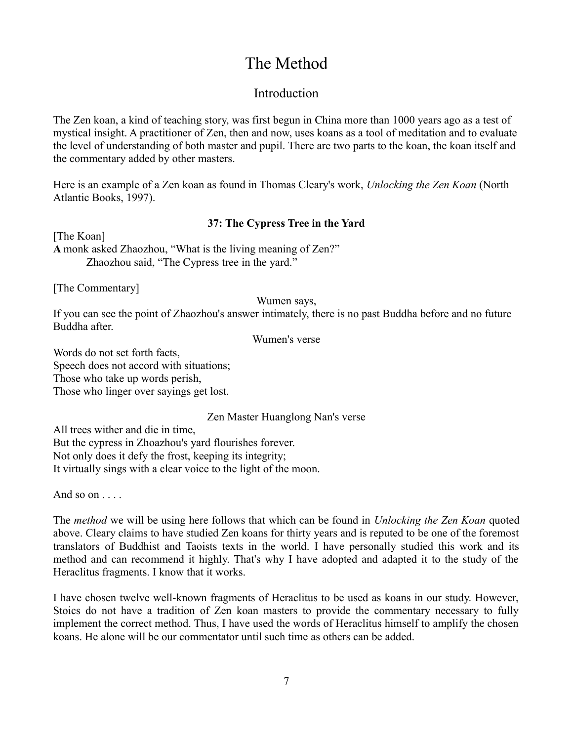# The Method

## Introduction

The Zen koan, a kind of teaching story, was first begun in China more than 1000 years ago as a test of mystical insight. A practitioner of Zen, then and now, uses koans as a tool of meditation and to evaluate the level of understanding of both master and pupil. There are two parts to the koan, the koan itself and the commentary added by other masters.

Here is an example of a Zen koan as found in Thomas Cleary's work, *Unlocking the Zen Koan* (North Atlantic Books, 1997).

**37: The Cypress Tree in the Yard**

[The Koan]

**A** monk asked Zhaozhou, "What is the living meaning of Zen?"
Zhaozhou said, "The Cypress tree in the yard."

[The Commentary]

Wumen says,

If you can see the point of Zhaozhou's answer intimately, there is no past Buddha before and no future Buddha after.

Wumen's verse

Words do not set forth facts,
Speech does not accord with situations;
Those who take up words perish,
Those who linger over sayings get lost.

Zen Master Huanglong Nan's verse

All trees wither and die in time,
But the cypress in Zhoazhou's yard flourishes forever.
Not only does it defy the frost, keeping its integrity;
It virtually sings with a clear voice to the light of the moon.

And so on . . . .

The *method* we will be using here follows that which can be found in *Unlocking the Zen Koan* quoted above. Cleary claims to have studied Zen koans for thirty years and is reputed to be one of the foremost translators of Buddhist and Taoists texts in the world. I have personally studied this work and its method and can recommend it highly. That's why I have adopted and adapted it to the study of the Heraclitus fragments. I know that it works.

I have chosen twelve well-known fragments of Heraclitus to be used as koans in our study. However, Stoics do not have a tradition of Zen koan masters to provide the commentary necessary to fully implement the correct method. Thus, I have used the words of Heraclitus himself to amplify the chosen koans. He alone will be our commentator until such time as others can be added.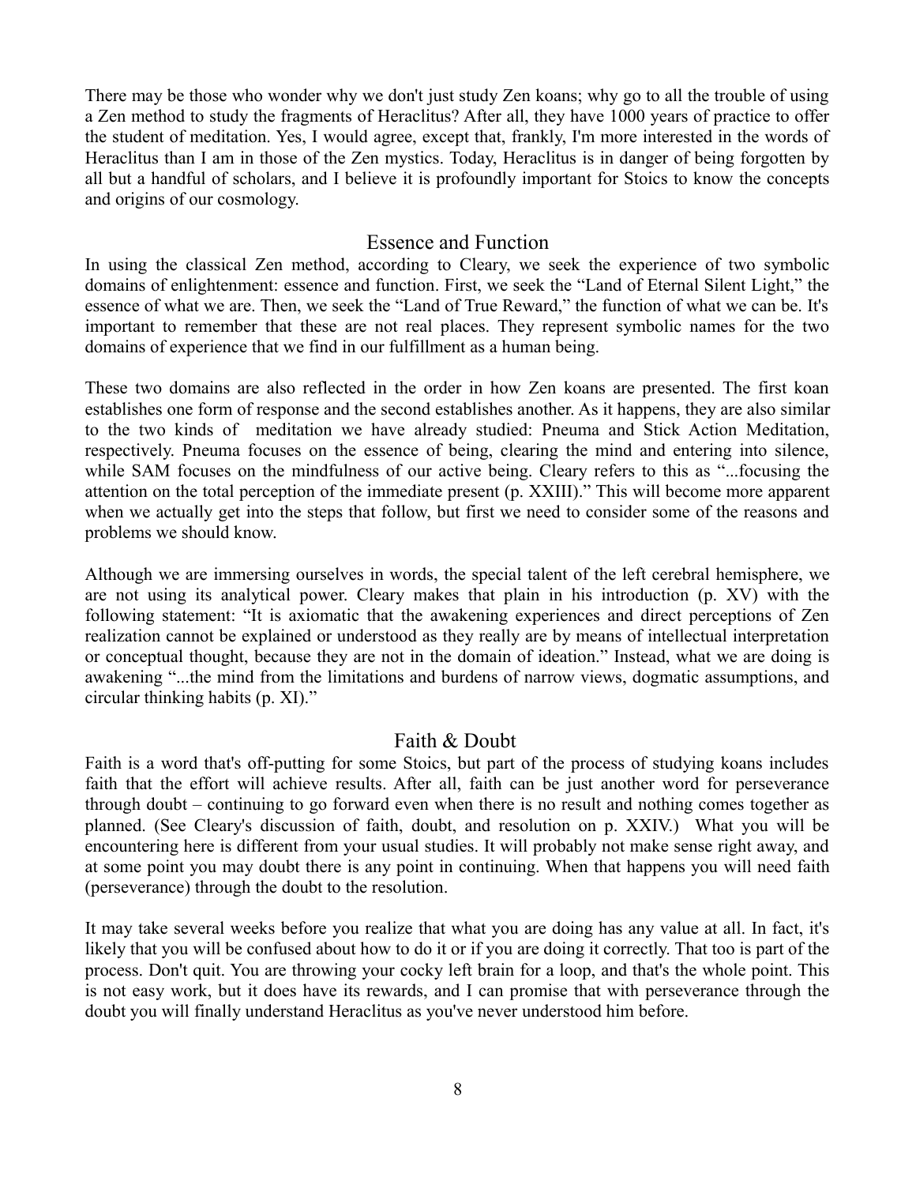There may be those who wonder why we don't just study Zen koans; why go to all the trouble of using a Zen method to study the fragments of Heraclitus? After all, they have 1000 years of practice to offer the student of meditation. Yes, I would agree, except that, frankly, I'm more interested in the words of Heraclitus than I am in those of the Zen mystics. Today, Heraclitus is in danger of being forgotten by all but a handful of scholars, and I believe it is profoundly important for Stoics to know the concepts and origins of our cosmology.

## Essence and Function

In using the classical Zen method, according to Cleary, we seek the experience of two symbolic domains of enlightenment: essence and function. First, we seek the "Land of Eternal Silent Light," the essence of what we are. Then, we seek the "Land of True Reward," the function of what we can be. It's important to remember that these are not real places. They represent symbolic names for the two domains of experience that we find in our fulfillment as a human being.

These two domains are also reflected in the order in how Zen koans are presented. The first koan establishes one form of response and the second establishes another. As it happens, they are also similar to the two kinds of meditation we have already studied: Pneuma and Stick Action Meditation, respectively. Pneuma focuses on the essence of being, clearing the mind and entering into silence, while SAM focuses on the mindfulness of our active being. Cleary refers to this as "...focusing the attention on the total perception of the immediate present (p. XXIII)." This will become more apparent when we actually get into the steps that follow, but first we need to consider some of the reasons and problems we should know.

Although we are immersing ourselves in words, the special talent of the left cerebral hemisphere, we are not using its analytical power. Cleary makes that plain in his introduction (p. XV) with the following statement: "It is axiomatic that the awakening experiences and direct perceptions of Zen realization cannot be explained or understood as they really are by means of intellectual interpretation or conceptual thought, because they are not in the domain of ideation." Instead, what we are doing is awakening "...the mind from the limitations and burdens of narrow views, dogmatic assumptions, and circular thinking habits (p. XI)."

## Faith & Doubt

Faith is a word that's off-putting for some Stoics, but part of the process of studying koans includes faith that the effort will achieve results. After all, faith can be just another word for perseverance through doubt – continuing to go forward even when there is no result and nothing comes together as planned. (See Cleary's discussion of faith, doubt, and resolution on p. XXIV.) What you will be encountering here is different from your usual studies. It will probably not make sense right away, and at some point you may doubt there is any point in continuing. When that happens you will need faith (perseverance) through the doubt to the resolution.

It may take several weeks before you realize that what you are doing has any value at all. In fact, it's likely that you will be confused about how to do it or if you are doing it correctly. That too is part of the process. Don't quit. You are throwing your cocky left brain for a loop, and that's the whole point. This is not easy work, but it does have its rewards, and I can promise that with perseverance through the doubt you will finally understand Heraclitus as you've never understood him before.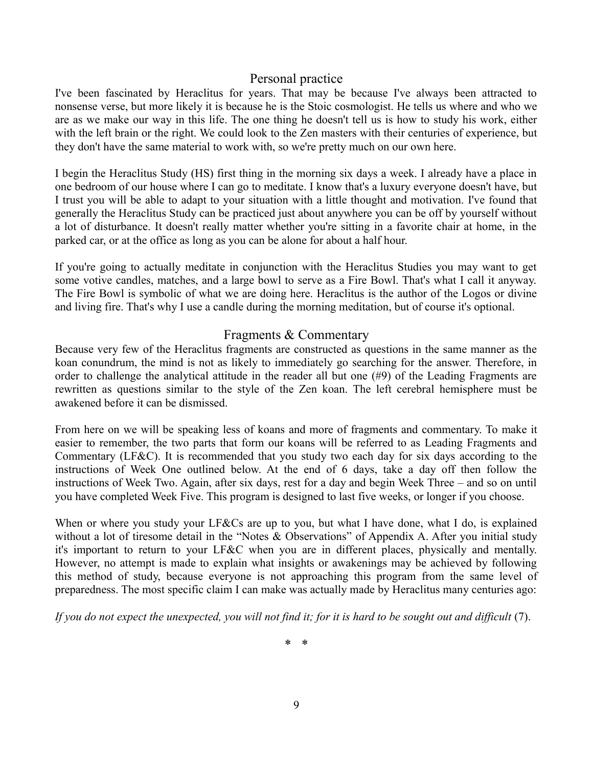## Personal practice

I've been fascinated by Heraclitus for years. That may be because I've always been attracted to nonsense verse, but more likely it is because he is the Stoic cosmologist. He tells us where and who we are as we make our way in this life. The one thing he doesn't tell us is how to study his work, either with the left brain or the right. We could look to the Zen masters with their centuries of experience, but they don't have the same material to work with, so we're pretty much on our own here.

I begin the Heraclitus Study (HS) first thing in the morning six days a week. I already have a place in one bedroom of our house where I can go to meditate. I know that's a luxury everyone doesn't have, but I trust you will be able to adapt to your situation with a little thought and motivation. I've found that generally the Heraclitus Study can be practiced just about anywhere you can be off by yourself without a lot of disturbance. It doesn't really matter whether you're sitting in a favorite chair at home, in the parked car, or at the office as long as you can be alone for about a half hour.

If you're going to actually meditate in conjunction with the Heraclitus Studies you may want to get some votive candles, matches, and a large bowl to serve as a Fire Bowl. That's what I call it anyway. The Fire Bowl is symbolic of what we are doing here. Heraclitus is the author of the Logos or divine and living fire. That's why I use a candle during the morning meditation, but of course it's optional.

## Fragments & Commentary

Because very few of the Heraclitus fragments are constructed as questions in the same manner as the koan conundrum, the mind is not as likely to immediately go searching for the answer. Therefore, in order to challenge the analytical attitude in the reader all but one (#9) of the Leading Fragments are rewritten as questions similar to the style of the Zen koan. The left cerebral hemisphere must be awakened before it can be dismissed.

From here on we will be speaking less of koans and more of fragments and commentary. To make it easier to remember, the two parts that form our koans will be referred to as Leading Fragments and Commentary (LF&C). It is recommended that you study two each day for six days according to the instructions of Week One outlined below. At the end of 6 days, take a day off then follow the instructions of Week Two. Again, after six days, rest for a day and begin Week Three – and so on until you have completed Week Five. This program is designed to last five weeks, or longer if you choose.

When or where you study your LF&Cs are up to you, but what I have done, what I do, is explained without a lot of tiresome detail in the "Notes & Observations" of Appendix A. After you initial study it's important to return to your LF&C when you are in different places, physically and mentally. However, no attempt is made to explain what insights or awakenings may be achieved by following this method of study, because everyone is not approaching this program from the same level of preparedness. The most specific claim I can make was actually made by Heraclitus many centuries ago:

*If you do not expect the unexpected, you will not find it; for it is hard to be sought out and difficult* (7).

\* \*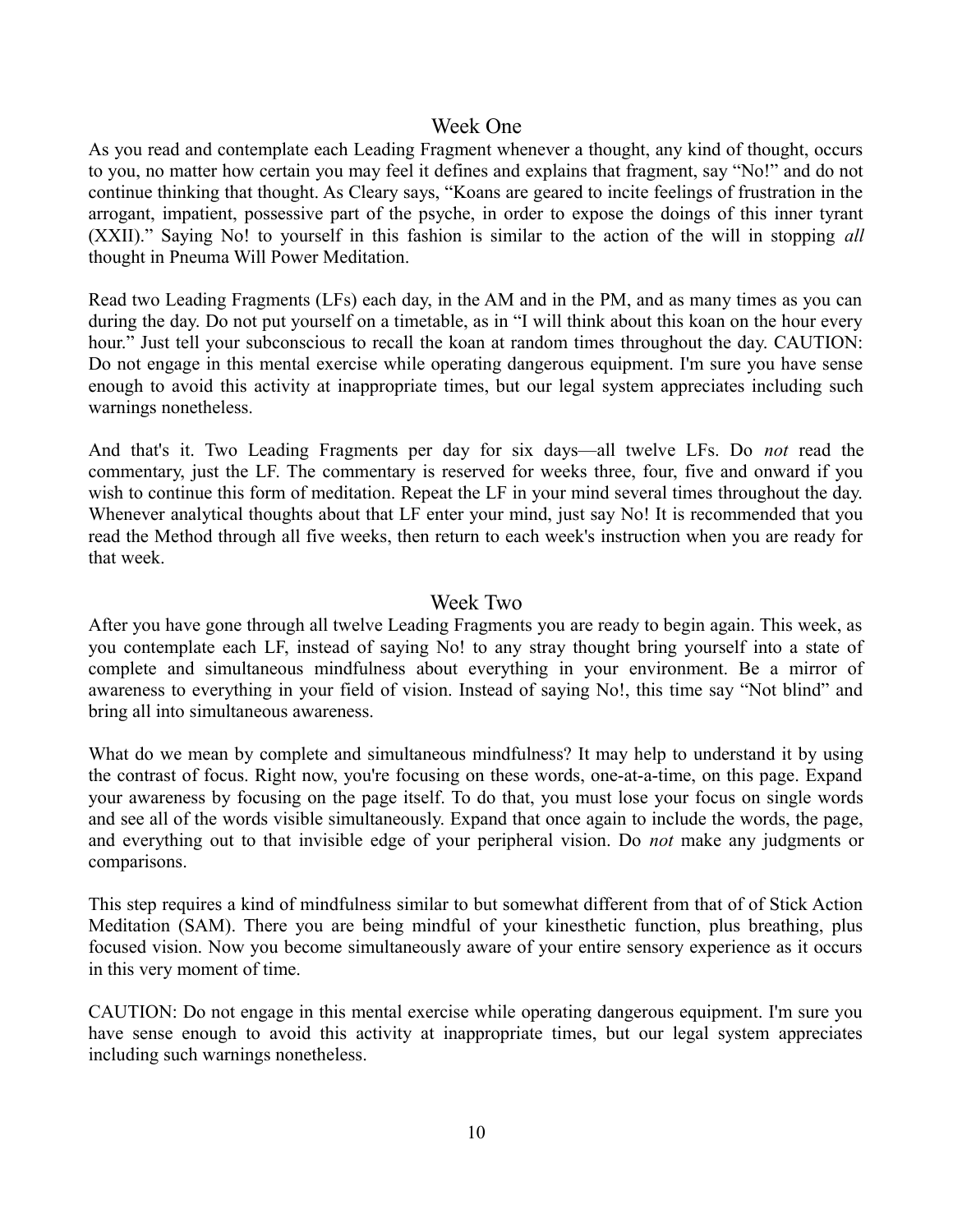## Week One

As you read and contemplate each Leading Fragment whenever a thought, any kind of thought, occurs to you, no matter how certain you may feel it defines and explains that fragment, say "No!" and do not continue thinking that thought. As Cleary says, "Koans are geared to incite feelings of frustration in the arrogant, impatient, possessive part of the psyche, in order to expose the doings of this inner tyrant (XXII)." Saying No! to yourself in this fashion is similar to the action of the will in stopping *all* thought in Pneuma Will Power Meditation.

Read two Leading Fragments (LFs) each day, in the AM and in the PM, and as many times as you can during the day. Do not put yourself on a timetable, as in "I will think about this koan on the hour every hour." Just tell your subconscious to recall the koan at random times throughout the day. CAUTION: Do not engage in this mental exercise while operating dangerous equipment. I'm sure you have sense enough to avoid this activity at inappropriate times, but our legal system appreciates including such warnings nonetheless.

And that's it. Two Leading Fragments per day for six days—all twelve LFs. Do *not* read the commentary, just the LF. The commentary is reserved for weeks three, four, five and onward if you wish to continue this form of meditation. Repeat the LF in your mind several times throughout the day. Whenever analytical thoughts about that LF enter your mind, just say No! It is recommended that you read the Method through all five weeks, then return to each week's instruction when you are ready for that week.

## Week Two

After you have gone through all twelve Leading Fragments you are ready to begin again. This week, as you contemplate each LF, instead of saying No! to any stray thought bring yourself into a state of complete and simultaneous mindfulness about everything in your environment. Be a mirror of awareness to everything in your field of vision. Instead of saying No!, this time say "Not blind" and bring all into simultaneous awareness.

What do we mean by complete and simultaneous mindfulness? It may help to understand it by using the contrast of focus. Right now, you're focusing on these words, one-at-a-time, on this page. Expand your awareness by focusing on the page itself. To do that, you must lose your focus on single words and see all of the words visible simultaneously. Expand that once again to include the words, the page, and everything out to that invisible edge of your peripheral vision. Do *not* make any judgments or comparisons.

This step requires a kind of mindfulness similar to but somewhat different from that of of Stick Action Meditation (SAM). There you are being mindful of your kinesthetic function, plus breathing, plus focused vision. Now you become simultaneously aware of your entire sensory experience as it occurs in this very moment of time.

CAUTION: Do not engage in this mental exercise while operating dangerous equipment. I'm sure you have sense enough to avoid this activity at inappropriate times, but our legal system appreciates including such warnings nonetheless.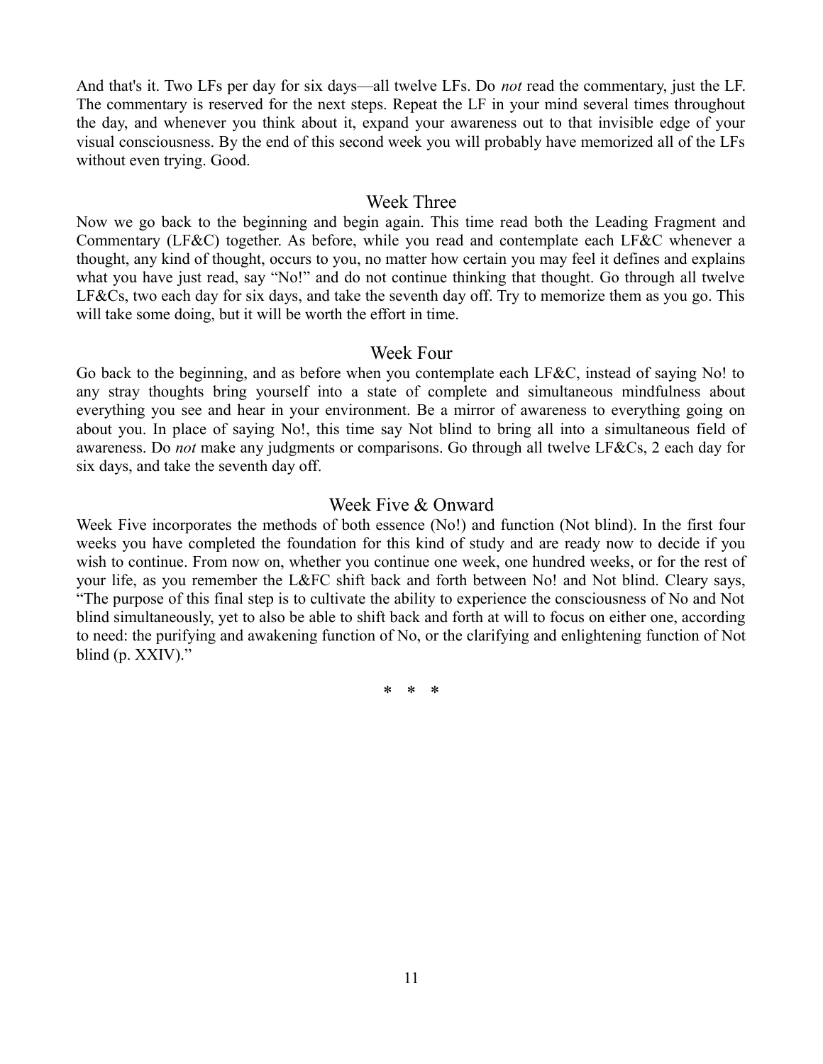And that's it. Two LFs per day for six days—all twelve LFs. Do *not* read the commentary, just the LF. The commentary is reserved for the next steps. Repeat the LF in your mind several times throughout the day, and whenever you think about it, expand your awareness out to that invisible edge of your visual consciousness. By the end of this second week you will probably have memorized all of the LFs without even trying. Good.

## Week Three

Now we go back to the beginning and begin again. This time read both the Leading Fragment and Commentary (LF&C) together. As before, while you read and contemplate each LF&C whenever a thought, any kind of thought, occurs to you, no matter how certain you may feel it defines and explains what you have just read, say "No!" and do not continue thinking that thought. Go through all twelve LF&Cs, two each day for six days, and take the seventh day off. Try to memorize them as you go. This will take some doing, but it will be worth the effort in time.

## Week Four

Go back to the beginning, and as before when you contemplate each LF&C, instead of saying No! to any stray thoughts bring yourself into a state of complete and simultaneous mindfulness about everything you see and hear in your environment. Be a mirror of awareness to everything going on about you. In place of saying No!, this time say Not blind to bring all into a simultaneous field of awareness. Do *not* make any judgments or comparisons. Go through all twelve LF&Cs, 2 each day for six days, and take the seventh day off.

## Week Five & Onward

Week Five incorporates the methods of both essence (No!) and function (Not blind). In the first four weeks you have completed the foundation for this kind of study and are ready now to decide if you wish to continue. From now on, whether you continue one week, one hundred weeks, or for the rest of your life, as you remember the L&FC shift back and forth between No! and Not blind. Cleary says, "The purpose of this final step is to cultivate the ability to experience the consciousness of No and Not blind simultaneously, yet to also be able to shift back and forth at will to focus on either one, according to need: the purifying and awakening function of No, or the clarifying and enlightening function of Not blind (p. XXIV)."

\* \* \*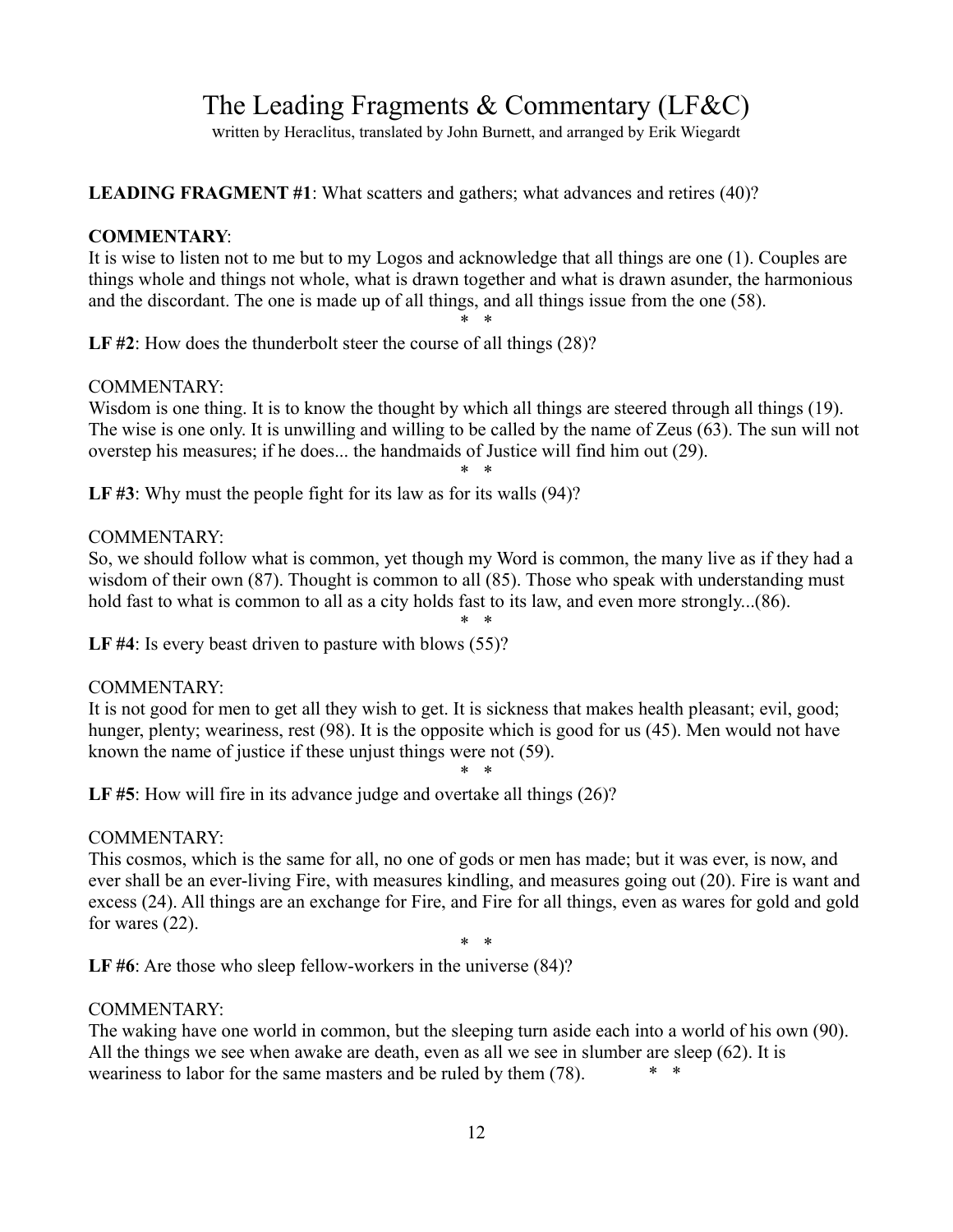# The Leading Fragments & Commentary (LF&C)

written by Heraclitus, translated by John Burnett, and arranged by Erik Wiegardt

**LEADING FRAGMENT #1**: What scatters and gathers; what advances and retires (40)?

**COMMENTARY**:
It is wise to listen not to me but to my Logos and acknowledge that all things are one (1). Couples are things whole and things not whole, what is drawn together and what is drawn asunder, the harmonious and the discordant. The one is made up of all things, and all things issue from the one (58).

\* \*

**LF #2**: How does the thunderbolt steer the course of all things (28)?

COMMENTARY:
Wisdom is one thing. It is to know the thought by which all things are steered through all things (19). The wise is one only. It is unwilling and willing to be called by the name of Zeus (63). The sun will not overstep his measures; if he does... the handmaids of Justice will find him out (29).

\* \*

**LF #3**: Why must the people fight for its law as for its walls (94)?

COMMENTARY:
So, we should follow what is common, yet though my Word is common, the many live as if they had a wisdom of their own (87). Thought is common to all (85). Those who speak with understanding must hold fast to what is common to all as a city holds fast to its law, and even more strongly...(86).

\* \*

**LF #4**: Is every beast driven to pasture with blows (55)?

COMMENTARY:
It is not good for men to get all they wish to get. It is sickness that makes health pleasant; evil, good; hunger, plenty; weariness, rest (98). It is the opposite which is good for us (45). Men would not have known the name of justice if these unjust things were not (59).

\* \*

**LF #5**: How will fire in its advance judge and overtake all things (26)?

COMMENTARY:
This cosmos, which is the same for all, no one of gods or men has made; but it was ever, is now, and ever shall be an ever-living Fire, with measures kindling, and measures going out (20). Fire is want and excess (24). All things are an exchange for Fire, and Fire for all things, even as wares for gold and gold for wares (22).

\* \*

**LF #6**: Are those who sleep fellow-workers in the universe (84)?

COMMENTARY:
The waking have one world in common, but the sleeping turn aside each into a world of his own (90). All the things we see when awake are death, even as all we see in slumber are sleep (62). It is weariness to labor for the same masters and be ruled by them (78). \* \*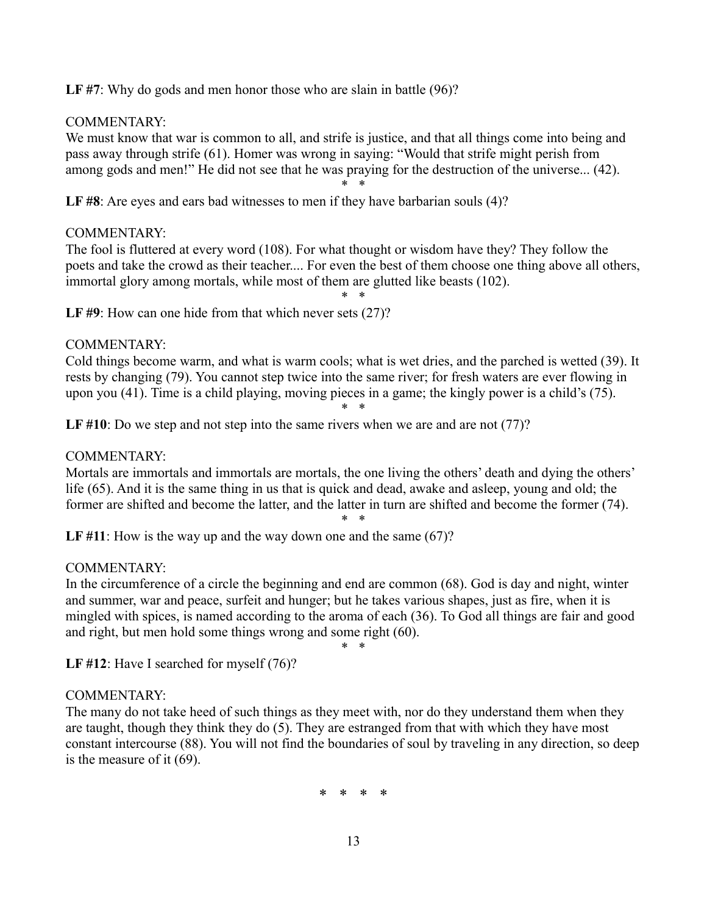**LF #7**: Why do gods and men honor those who are slain in battle (96)?

COMMENTARY:
We must know that war is common to all, and strife is justice, and that all things come into being and pass away through strife (61). Homer was wrong in saying: "Would that strife might perish from among gods and men!" He did not see that he was praying for the destruction of the universe... (42).

\* \*

**LF #8**: Are eyes and ears bad witnesses to men if they have barbarian souls (4)?

COMMENTARY:
The fool is fluttered at every word (108). For what thought or wisdom have they? They follow the poets and take the crowd as their teacher.... For even the best of them choose one thing above all others, immortal glory among mortals, while most of them are glutted like beasts (102).

\* \*

**LF #9**: How can one hide from that which never sets (27)?

COMMENTARY:
Cold things become warm, and what is warm cools; what is wet dries, and the parched is wetted (39). It rests by changing (79). You cannot step twice into the same river; for fresh waters are ever flowing in upon you (41). Time is a child playing, moving pieces in a game; the kingly power is a child's (75).

\* \*

**LF #10**: Do we step and not step into the same rivers when we are and are not (77)?

COMMENTARY:
Mortals are immortals and immortals are mortals, the one living the others' death and dying the others' life (65). And it is the same thing in us that is quick and dead, awake and asleep, young and old; the former are shifted and become the latter, and the latter in turn are shifted and become the former (74).

\* \*

**LF #11**: How is the way up and the way down one and the same (67)?

COMMENTARY:
In the circumference of a circle the beginning and end are common (68). God is day and night, winter and summer, war and peace, surfeit and hunger; but he takes various shapes, just as fire, when it is mingled with spices, is named according to the aroma of each (36). To God all things are fair and good and right, but men hold some things wrong and some right (60).

\* \*

**LF #12**: Have I searched for myself (76)?

COMMENTARY:
The many do not take heed of such things as they meet with, nor do they understand them when they are taught, though they think they do (5). They are estranged from that with which they have most constant intercourse (88). You will not find the boundaries of soul by traveling in any direction, so deep is the measure of it (69).

\* \* \* \*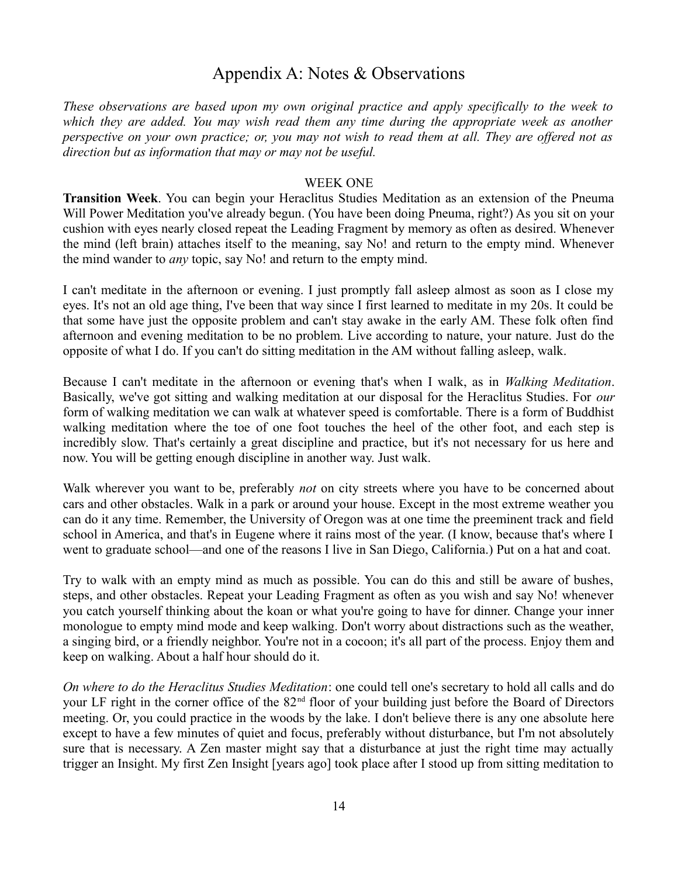# Appendix A: Notes & Observations

*These observations are based upon my own original practice and apply specifically to the week to which they are added. You may wish read them any time during the appropriate week as another perspective on your own practice; or, you may not wish to read them at all. They are offered not as direction but as information that may or may not be useful.*

WEEK ONE

**Transition Week**. You can begin your Heraclitus Studies Meditation as an extension of the Pneuma Will Power Meditation you've already begun. (You have been doing Pneuma, right?) As you sit on your cushion with eyes nearly closed repeat the Leading Fragment by memory as often as desired. Whenever the mind (left brain) attaches itself to the meaning, say No! and return to the empty mind. Whenever the mind wander to *any* topic, say No! and return to the empty mind.

I can't meditate in the afternoon or evening. I just promptly fall asleep almost as soon as I close my eyes. It's not an old age thing, I've been that way since I first learned to meditate in my 20s. It could be that some have just the opposite problem and can't stay awake in the early AM. These folk often find afternoon and evening meditation to be no problem. Live according to nature, your nature. Just do the opposite of what I do. If you can't do sitting meditation in the AM without falling asleep, walk.

Because I can't meditate in the afternoon or evening that's when I walk, as in *Walking Meditation*. Basically, we've got sitting and walking meditation at our disposal for the Heraclitus Studies. For *our* form of walking meditation we can walk at whatever speed is comfortable. There is a form of Buddhist walking meditation where the toe of one foot touches the heel of the other foot, and each step is incredibly slow. That's certainly a great discipline and practice, but it's not necessary for us here and now. You will be getting enough discipline in another way. Just walk.

Walk wherever you want to be, preferably *not* on city streets where you have to be concerned about cars and other obstacles. Walk in a park or around your house. Except in the most extreme weather you can do it any time. Remember, the University of Oregon was at one time the preeminent track and field school in America, and that's in Eugene where it rains most of the year. (I know, because that's where I went to graduate school—and one of the reasons I live in San Diego, California.) Put on a hat and coat.

Try to walk with an empty mind as much as possible. You can do this and still be aware of bushes, steps, and other obstacles. Repeat your Leading Fragment as often as you wish and say No! whenever you catch yourself thinking about the koan or what you're going to have for dinner. Change your inner monologue to empty mind mode and keep walking. Don't worry about distractions such as the weather, a singing bird, or a friendly neighbor. You're not in a cocoon; it's all part of the process. Enjoy them and keep on walking. About a half hour should do it.

*On where to do the Heraclitus Studies Meditation*: one could tell one's secretary to hold all calls and do your LF right in the corner office of the 82nd floor of your building just before the Board of Directors meeting. Or, you could practice in the woods by the lake. I don't believe there is any one absolute here except to have a few minutes of quiet and focus, preferably without disturbance, but I'm not absolutely sure that is necessary. A Zen master might say that a disturbance at just the right time may actually trigger an Insight. My first Zen Insight [years ago] took place after I stood up from sitting meditation to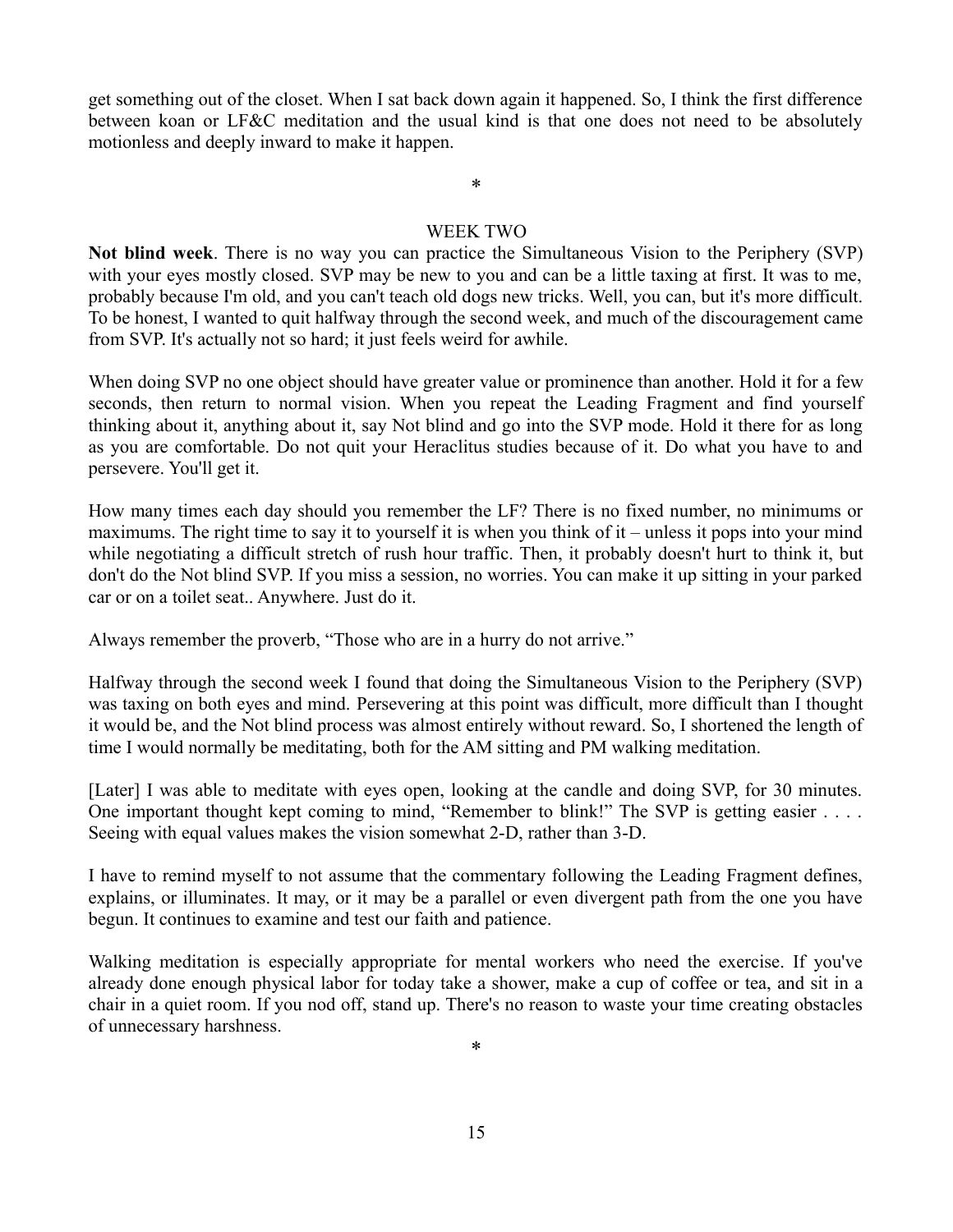get something out of the closet. When I sat back down again it happened. So, I think the first difference between koan or LF&C meditation and the usual kind is that one does not need to be absolutely motionless and deeply inward to make it happen.

*

## WEEK TWO

**Not blind week**. There is no way you can practice the Simultaneous Vision to the Periphery (SVP) with your eyes mostly closed. SVP may be new to you and can be a little taxing at first. It was to me, probably because I'm old, and you can't teach old dogs new tricks. Well, you can, but it's more difficult. To be honest, I wanted to quit halfway through the second week, and much of the discouragement came from SVP. It's actually not so hard; it just feels weird for awhile.

When doing SVP no one object should have greater value or prominence than another. Hold it for a few seconds, then return to normal vision. When you repeat the Leading Fragment and find yourself thinking about it, anything about it, say Not blind and go into the SVP mode. Hold it there for as long as you are comfortable. Do not quit your Heraclitus studies because of it. Do what you have to and persevere. You'll get it.

How many times each day should you remember the LF? There is no fixed number, no minimums or maximums. The right time to say it to yourself it is when you think of it – unless it pops into your mind while negotiating a difficult stretch of rush hour traffic. Then, it probably doesn't hurt to think it, but don't do the Not blind SVP. If you miss a session, no worries. You can make it up sitting in your parked car or on a toilet seat.. Anywhere. Just do it.

Always remember the proverb, “Those who are in a hurry do not arrive.”

Halfway through the second week I found that doing the Simultaneous Vision to the Periphery (SVP) was taxing on both eyes and mind. Persevering at this point was difficult, more difficult than I thought it would be, and the Not blind process was almost entirely without reward. So, I shortened the length of time I would normally be meditating, both for the AM sitting and PM walking meditation.

[Later] I was able to meditate with eyes open, looking at the candle and doing SVP, for 30 minutes. One important thought kept coming to mind, “Remember to blink!” The SVP is getting easier . . . . Seeing with equal values makes the vision somewhat 2-D, rather than 3-D.

I have to remind myself to not assume that the commentary following the Leading Fragment defines, explains, or illuminates. It may, or it may be a parallel or even divergent path from the one you have begun. It continues to examine and test our faith and patience.

Walking meditation is especially appropriate for mental workers who need the exercise. If you've already done enough physical labor for today take a shower, make a cup of coffee or tea, and sit in a chair in a quiet room. If you nod off, stand up. There's no reason to waste your time creating obstacles of unnecessary harshness.

*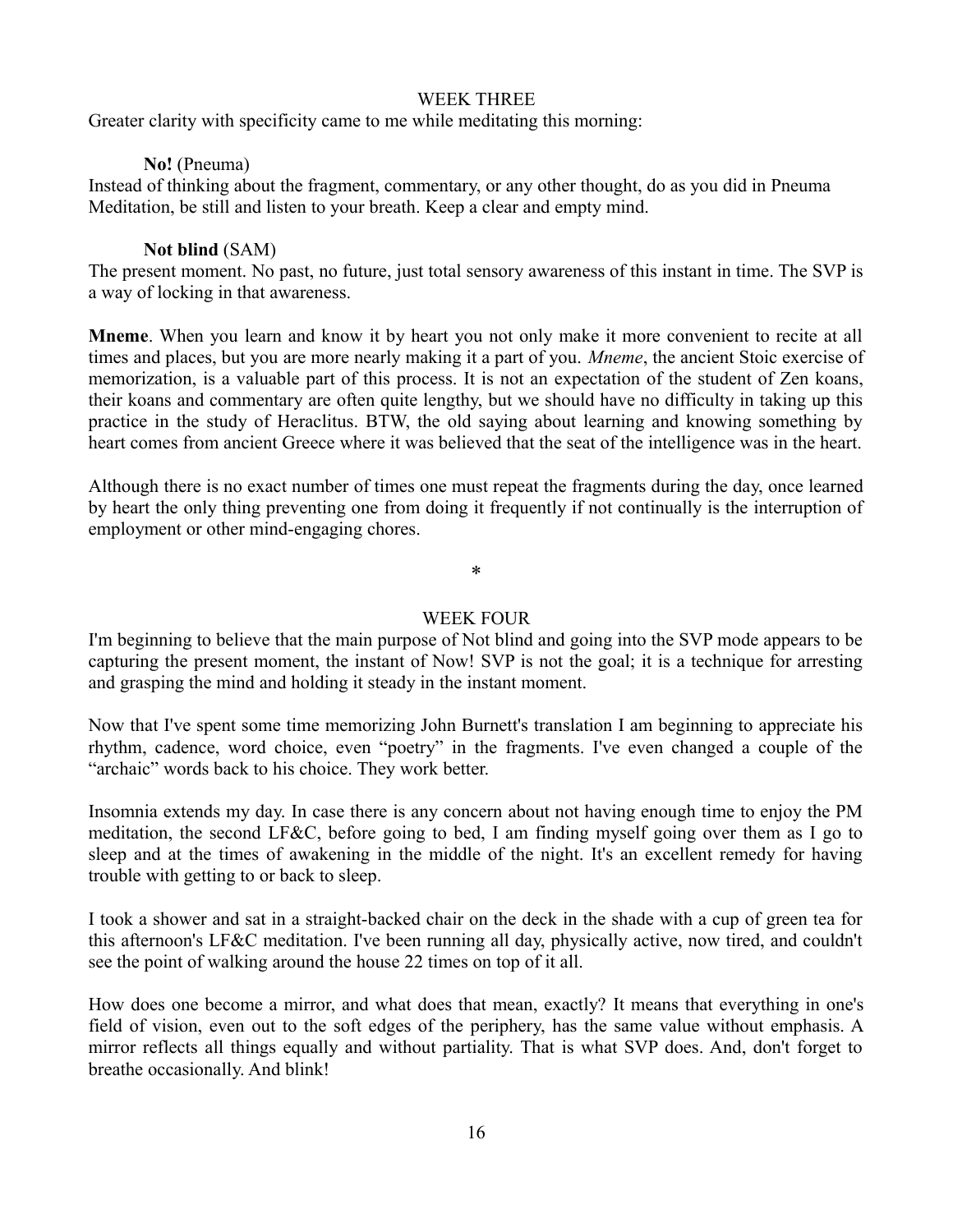## WEEK THREE

Greater clarity with specificity came to me while meditating this morning:

**No!** (Pneuma)

Instead of thinking about the fragment, commentary, or any other thought, do as you did in Pneuma Meditation, be still and listen to your breath. Keep a clear and empty mind.

**Not blind** (SAM)

The present moment. No past, no future, just total sensory awareness of this instant in time. The SVP is a way of locking in that awareness.

**Mneme**. When you learn and know it by heart you not only make it more convenient to recite at all times and places, but you are more nearly making it a part of you. *Mneme*, the ancient Stoic exercise of memorization, is a valuable part of this process. It is not an expectation of the student of Zen koans, their koans and commentary are often quite lengthy, but we should have no difficulty in taking up this practice in the study of Heraclitus. BTW, the old saying about learning and knowing something by heart comes from ancient Greece where it was believed that the seat of the intelligence was in the heart.

Although there is no exact number of times one must repeat the fragments during the day, once learned by heart the only thing preventing one from doing it frequently if not continually is the interruption of employment or other mind-engaging chores.

*

## WEEK FOUR

I'm beginning to believe that the main purpose of Not blind and going into the SVP mode appears to be capturing the present moment, the instant of Now! SVP is not the goal; it is a technique for arresting and grasping the mind and holding it steady in the instant moment.

Now that I've spent some time memorizing John Burnett's translation I am beginning to appreciate his rhythm, cadence, word choice, even "poetry" in the fragments. I've even changed a couple of the "archaic" words back to his choice. They work better.

Insomnia extends my day. In case there is any concern about not having enough time to enjoy the PM meditation, the second LF&C, before going to bed, I am finding myself going over them as I go to sleep and at the times of awakening in the middle of the night. It's an excellent remedy for having trouble with getting to or back to sleep.

I took a shower and sat in a straight-backed chair on the deck in the shade with a cup of green tea for this afternoon's LF&C meditation. I've been running all day, physically active, now tired, and couldn't see the point of walking around the house 22 times on top of it all.

How does one become a mirror, and what does that mean, exactly? It means that everything in one's field of vision, even out to the soft edges of the periphery, has the same value without emphasis. A mirror reflects all things equally and without partiality. That is what SVP does. And, don't forget to breathe occasionally. And blink!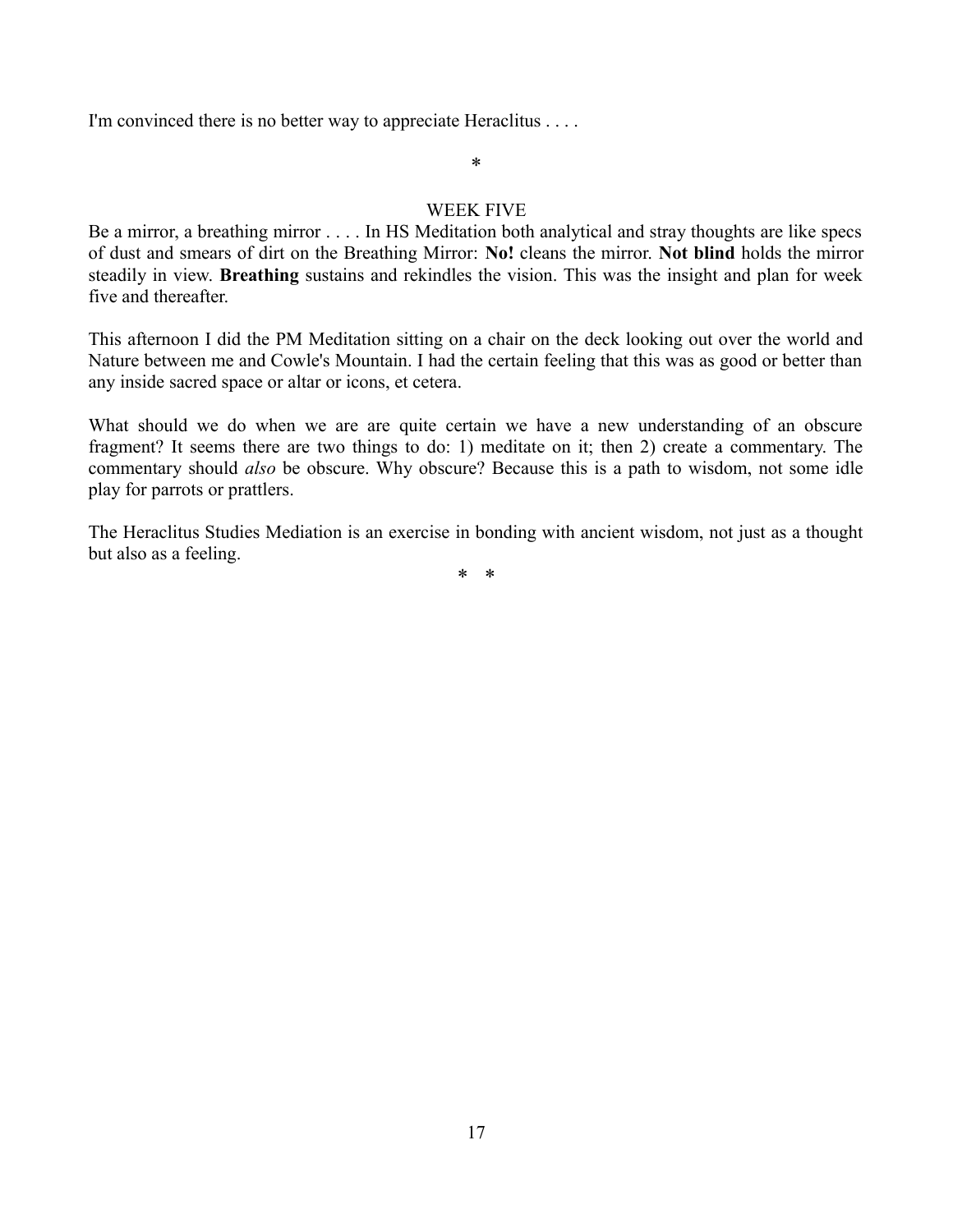I'm convinced there is no better way to appreciate Heraclitus . . . .

*

WEEK FIVE

Be a mirror, a breathing mirror . . . . In HS Meditation both analytical and stray thoughts are like specs of dust and smears of dirt on the Breathing Mirror: **No!** cleans the mirror. **Not blind** holds the mirror steadily in view. **Breathing** sustains and rekindles the vision. This was the insight and plan for week five and thereafter.

This afternoon I did the PM Meditation sitting on a chair on the deck looking out over the world and Nature between me and Cowle's Mountain. I had the certain feeling that this was as good or better than any inside sacred space or altar or icons, et cetera.

What should we do when we are are quite certain we have a new understanding of an obscure fragment? It seems there are two things to do: 1) meditate on it; then 2) create a commentary. The commentary should *also* be obscure. Why obscure? Because this is a path to wisdom, not some idle play for parrots or prattlers.

The Heraclitus Studies Mediation is an exercise in bonding with ancient wisdom, not just as a thought but also as a feeling.

\* \*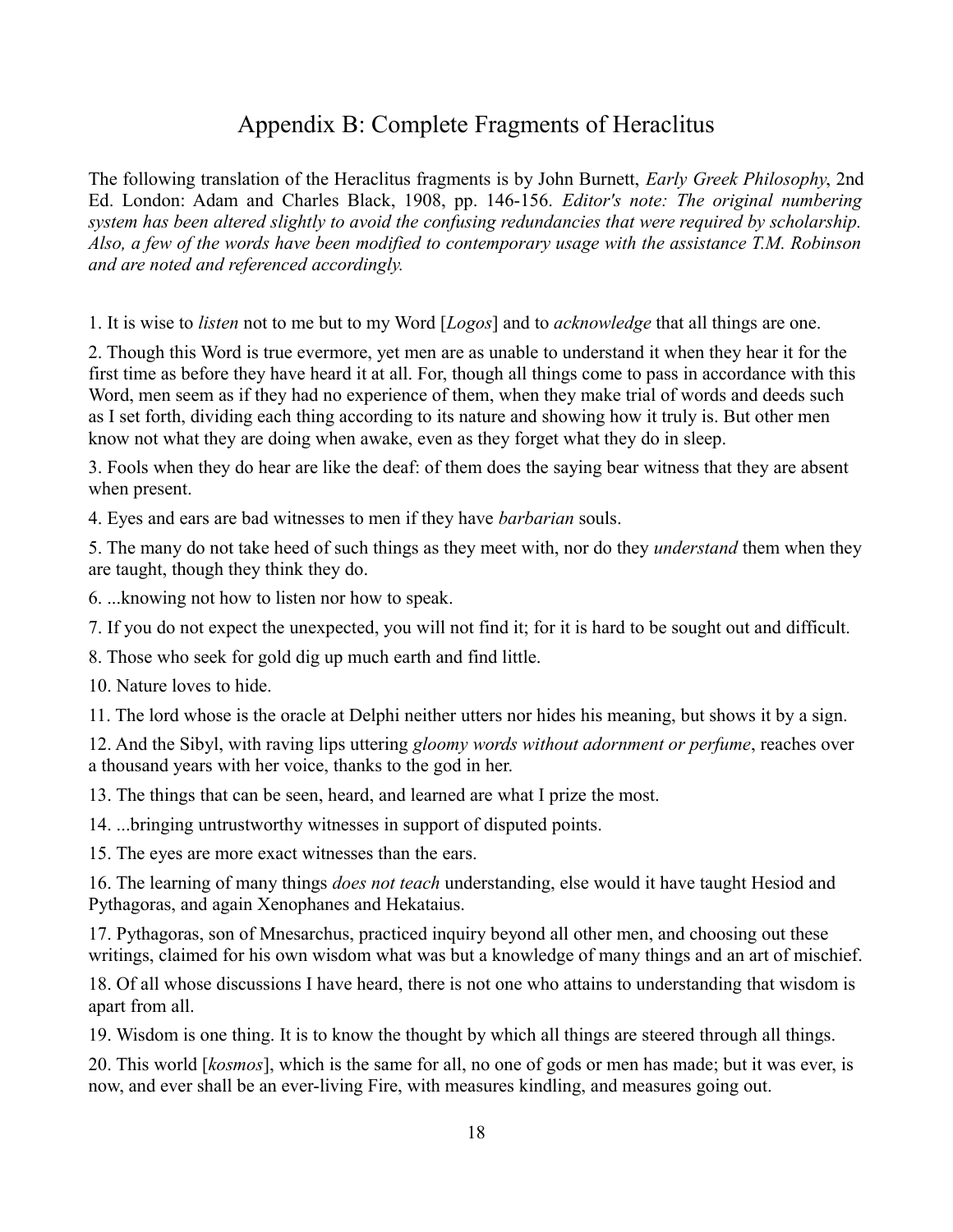# Appendix B: Complete Fragments of Heraclitus

The following translation of the Heraclitus fragments is by John Burnett, *Early Greek Philosophy*, 2nd Ed. London: Adam and Charles Black, 1908, pp. 146-156. *Editor's note: The original numbering system has been altered slightly to avoid the confusing redundancies that were required by scholarship. Also, a few of the words have been modified to contemporary usage with the assistance T.M. Robinson and are noted and referenced accordingly.*

1. It is wise to *listen* not to me but to my Word [*Logos*] and to *acknowledge* that all things are one.

2. Though this Word is true evermore, yet men are as unable to understand it when they hear it for the first time as before they have heard it at all. For, though all things come to pass in accordance with this Word, men seem as if they had no experience of them, when they make trial of words and deeds such as I set forth, dividing each thing according to its nature and showing how it truly is. But other men know not what they are doing when awake, even as they forget what they do in sleep.

3. Fools when they do hear are like the deaf: of them does the saying bear witness that they are absent when present.

4. Eyes and ears are bad witnesses to men if they have *barbarian* souls.

5. The many do not take heed of such things as they meet with, nor do they *understand* them when they are taught, though they think they do.

6. ...knowing not how to listen nor how to speak.

7. If you do not expect the unexpected, you will not find it; for it is hard to be sought out and difficult.

8. Those who seek for gold dig up much earth and find little.

10. Nature loves to hide.

11. The lord whose is the oracle at Delphi neither utters nor hides his meaning, but shows it by a sign.

12. And the Sibyl, with raving lips uttering *gloomy words without adornment or perfume*, reaches over a thousand years with her voice, thanks to the god in her.

13. The things that can be seen, heard, and learned are what I prize the most.

14. ...bringing untrustworthy witnesses in support of disputed points.

15. The eyes are more exact witnesses than the ears.

16. The learning of many things *does not teach* understanding, else would it have taught Hesiod and Pythagoras, and again Xenophanes and Hekataius.

17. Pythagoras, son of Mnesarchus, practiced inquiry beyond all other men, and choosing out these writings, claimed for his own wisdom what was but a knowledge of many things and an art of mischief.

18. Of all whose discussions I have heard, there is not one who attains to understanding that wisdom is apart from all.

19. Wisdom is one thing. It is to know the thought by which all things are steered through all things.

20. This world [*kosmos*], which is the same for all, no one of gods or men has made; but it was ever, is now, and ever shall be an ever-living Fire, with measures kindling, and measures going out.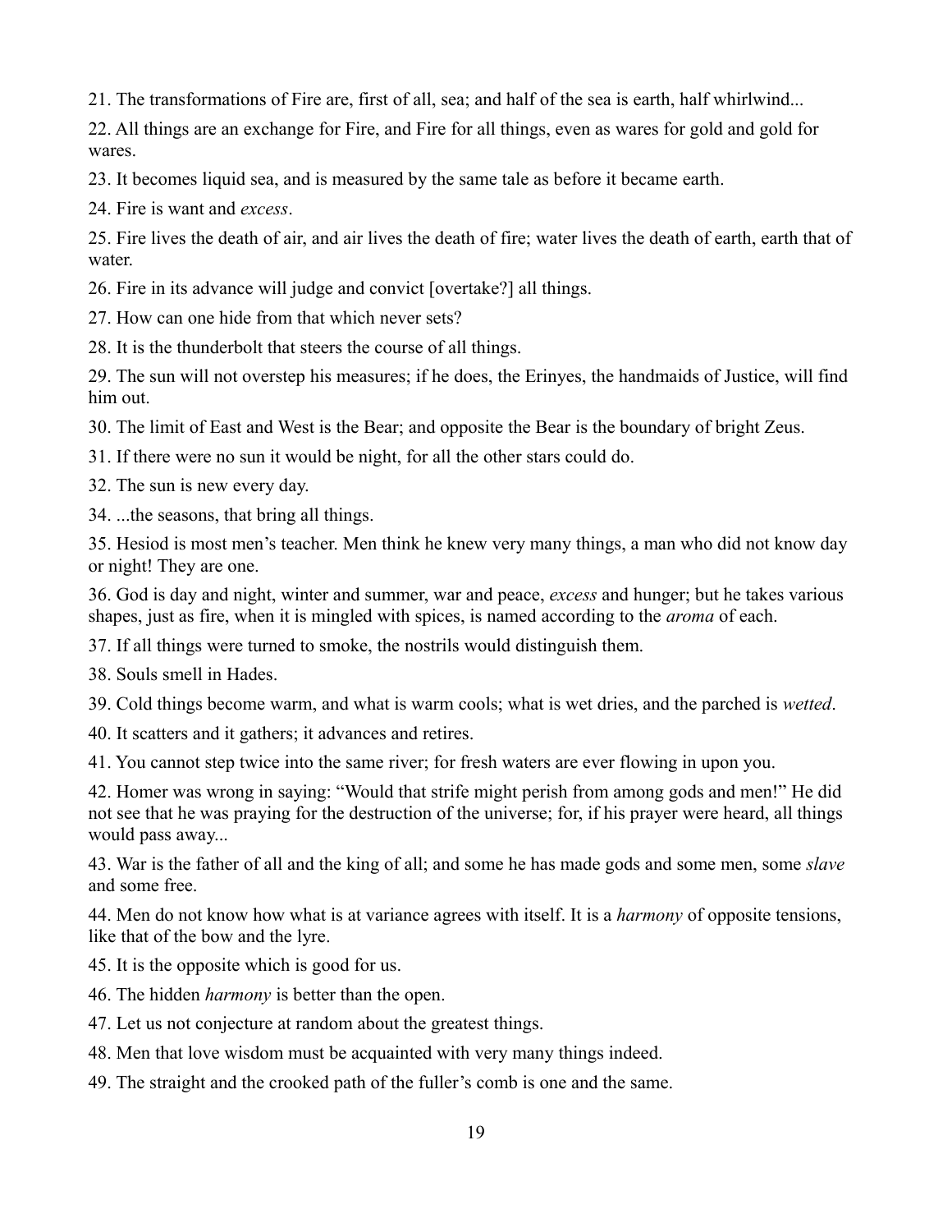21. The transformations of Fire are, first of all, sea; and half of the sea is earth, half whirlwind...

22. All things are an exchange for Fire, and Fire for all things, even as wares for gold and gold for wares.

23. It becomes liquid sea, and is measured by the same tale as before it became earth.

24. Fire is want and *excess*.

25. Fire lives the death of air, and air lives the death of fire; water lives the death of earth, earth that of water.

26. Fire in its advance will judge and convict [overtake?] all things.

27. How can one hide from that which never sets?

28. It is the thunderbolt that steers the course of all things.

29. The sun will not overstep his measures; if he does, the Erinyes, the handmaids of Justice, will find him out.

30. The limit of East and West is the Bear; and opposite the Bear is the boundary of bright Zeus.

31. If there were no sun it would be night, for all the other stars could do.

32. The sun is new every day.

34. ...the seasons, that bring all things.

35. Hesiod is most men's teacher. Men think he knew very many things, a man who did not know day or night! They are one.

36. God is day and night, winter and summer, war and peace, *excess* and hunger; but he takes various shapes, just as fire, when it is mingled with spices, is named according to the *aroma* of each.

37. If all things were turned to smoke, the nostrils would distinguish them.

38. Souls smell in Hades.

39. Cold things become warm, and what is warm cools; what is wet dries, and the parched is *wetted*.

40. It scatters and it gathers; it advances and retires.

41. You cannot step twice into the same river; for fresh waters are ever flowing in upon you.

42. Homer was wrong in saying: "Would that strife might perish from among gods and men!" He did not see that he was praying for the destruction of the universe; for, if his prayer were heard, all things would pass away...

43. War is the father of all and the king of all; and some he has made gods and some men, some *slave* and some free.

44. Men do not know how what is at variance agrees with itself. It is a *harmony* of opposite tensions, like that of the bow and the lyre.

45. It is the opposite which is good for us.

46. The hidden *harmony* is better than the open.

47. Let us not conjecture at random about the greatest things.

48. Men that love wisdom must be acquainted with very many things indeed.

49. The straight and the crooked path of the fuller's comb is one and the same.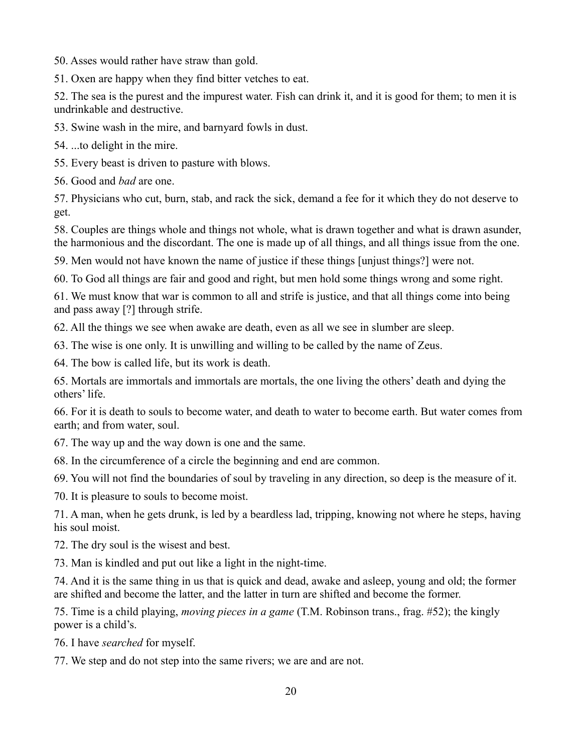50. Asses would rather have straw than gold.

51. Oxen are happy when they find bitter vetches to eat.

52. The sea is the purest and the impurest water. Fish can drink it, and it is good for them; to men it is undrinkable and destructive.

53. Swine wash in the mire, and barnyard fowls in dust.

54. ...to delight in the mire.

55. Every beast is driven to pasture with blows.

56. Good and *bad* are one.

57. Physicians who cut, burn, stab, and rack the sick, demand a fee for it which they do not deserve to get.

58. Couples are things whole and things not whole, what is drawn together and what is drawn asunder, the harmonious and the discordant. The one is made up of all things, and all things issue from the one.

59. Men would not have known the name of justice if these things [unjust things?] were not.

60. To God all things are fair and good and right, but men hold some things wrong and some right.

61. We must know that war is common to all and strife is justice, and that all things come into being and pass away [?] through strife.

62. All the things we see when awake are death, even as all we see in slumber are sleep.

63. The wise is one only. It is unwilling and willing to be called by the name of Zeus.

64. The bow is called life, but its work is death.

65. Mortals are immortals and immortals are mortals, the one living the others' death and dying the others' life.

66. For it is death to souls to become water, and death to water to become earth. But water comes from earth; and from water, soul.

67. The way up and the way down is one and the same.

68. In the circumference of a circle the beginning and end are common.

69. You will not find the boundaries of soul by traveling in any direction, so deep is the measure of it.

70. It is pleasure to souls to become moist.

71. A man, when he gets drunk, is led by a beardless lad, tripping, knowing not where he steps, having his soul moist.

72. The dry soul is the wisest and best.

73. Man is kindled and put out like a light in the night-time.

74. And it is the same thing in us that is quick and dead, awake and asleep, young and old; the former are shifted and become the latter, and the latter in turn are shifted and become the former.

75. Time is a child playing, *moving pieces in a game* (T.M. Robinson trans., frag. #52); the kingly power is a child's.

76. I have *searched* for myself.

77. We step and do not step into the same rivers; we are and are not.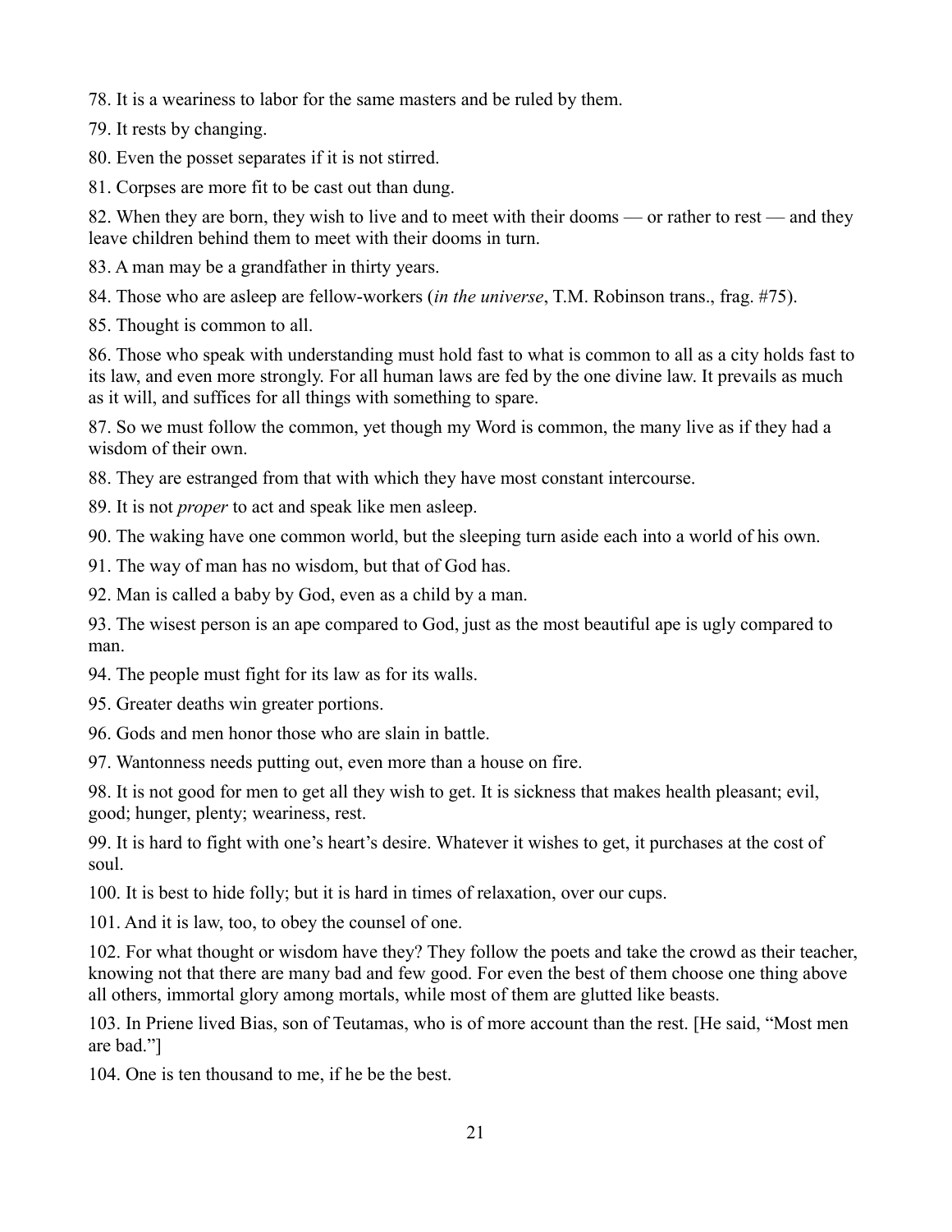78. It is a weariness to labor for the same masters and be ruled by them.

79. It rests by changing.

80. Even the posset separates if it is not stirred.

81. Corpses are more fit to be cast out than dung.

82. When they are born, they wish to live and to meet with their dooms — or rather to rest — and they leave children behind them to meet with their dooms in turn.

83. A man may be a grandfather in thirty years.

84. Those who are asleep are fellow-workers (*in the universe*, T.M. Robinson trans., frag. #75).

85. Thought is common to all.

86. Those who speak with understanding must hold fast to what is common to all as a city holds fast to its law, and even more strongly. For all human laws are fed by the one divine law. It prevails as much as it will, and suffices for all things with something to spare.

87. So we must follow the common, yet though my Word is common, the many live as if they had a wisdom of their own.

88. They are estranged from that with which they have most constant intercourse.

89. It is not *proper* to act and speak like men asleep.

90. The waking have one common world, but the sleeping turn aside each into a world of his own.

91. The way of man has no wisdom, but that of God has.

92. Man is called a baby by God, even as a child by a man.

93. The wisest person is an ape compared to God, just as the most beautiful ape is ugly compared to man.

94. The people must fight for its law as for its walls.

95. Greater deaths win greater portions.

96. Gods and men honor those who are slain in battle.

97. Wantonness needs putting out, even more than a house on fire.

98. It is not good for men to get all they wish to get. It is sickness that makes health pleasant; evil, good; hunger, plenty; weariness, rest.

99. It is hard to fight with one's heart's desire. Whatever it wishes to get, it purchases at the cost of soul.

100. It is best to hide folly; but it is hard in times of relaxation, over our cups.

101. And it is law, too, to obey the counsel of one.

102. For what thought or wisdom have they? They follow the poets and take the crowd as their teacher, knowing not that there are many bad and few good. For even the best of them choose one thing above all others, immortal glory among mortals, while most of them are glutted like beasts.

103. In Priene lived Bias, son of Teutamas, who is of more account than the rest. [He said, "Most men are bad."]

104. One is ten thousand to me, if he be the best.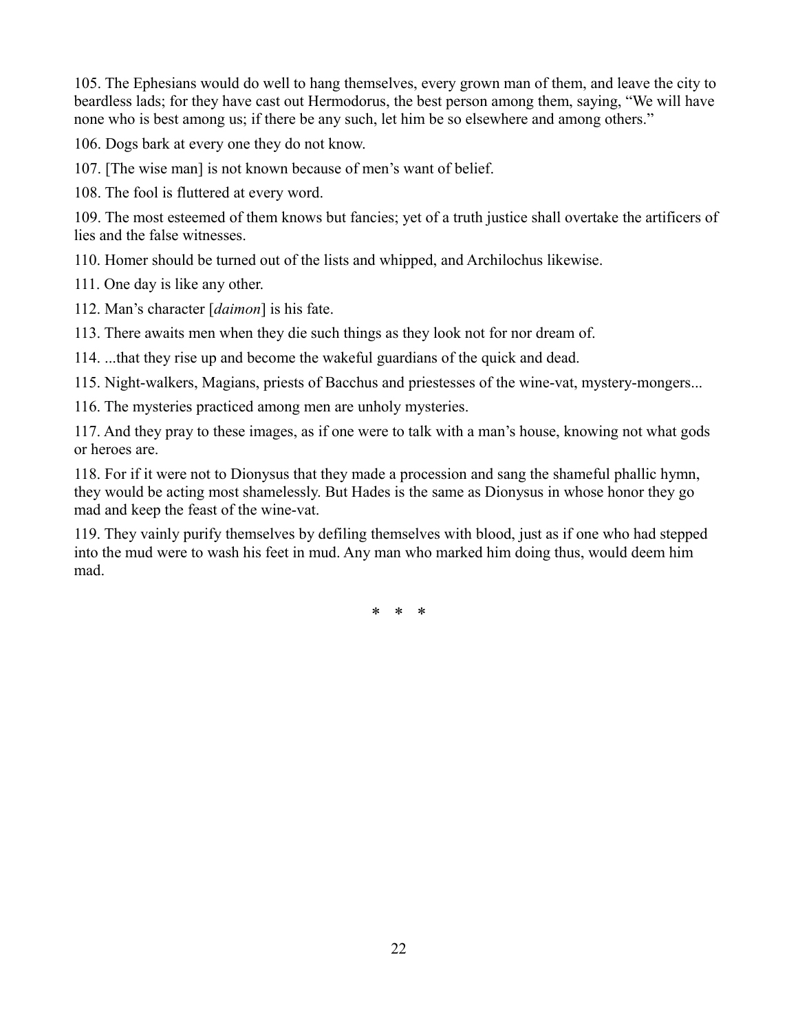105. The Ephesians would do well to hang themselves, every grown man of them, and leave the city to beardless lads; for they have cast out Hermodorus, the best person among them, saying, "We will have none who is best among us; if there be any such, let him be so elsewhere and among others."

106. Dogs bark at every one they do not know.

107. [The wise man] is not known because of men's want of belief.

108. The fool is fluttered at every word.

109. The most esteemed of them knows but fancies; yet of a truth justice shall overtake the artificers of lies and the false witnesses.

110. Homer should be turned out of the lists and whipped, and Archilochus likewise.

111. One day is like any other.

112. Man's character [*daimon*] is his fate.

113. There awaits men when they die such things as they look not for nor dream of.

114. ...that they rise up and become the wakeful guardians of the quick and dead.

115. Night-walkers, Magians, priests of Bacchus and priestesses of the wine-vat, mystery-mongers...

116. The mysteries practiced among men are unholy mysteries.

117. And they pray to these images, as if one were to talk with a man's house, knowing not what gods or heroes are.

118. For if it were not to Dionysus that they made a procession and sang the shameful phallic hymn, they would be acting most shamelessly. But Hades is the same as Dionysus in whose honor they go mad and keep the feast of the wine-vat.

119. They vainly purify themselves by defiling themselves with blood, just as if one who had stepped into the mud were to wash his feet in mud. Any man who marked him doing thus, would deem him mad.

\* \* \*